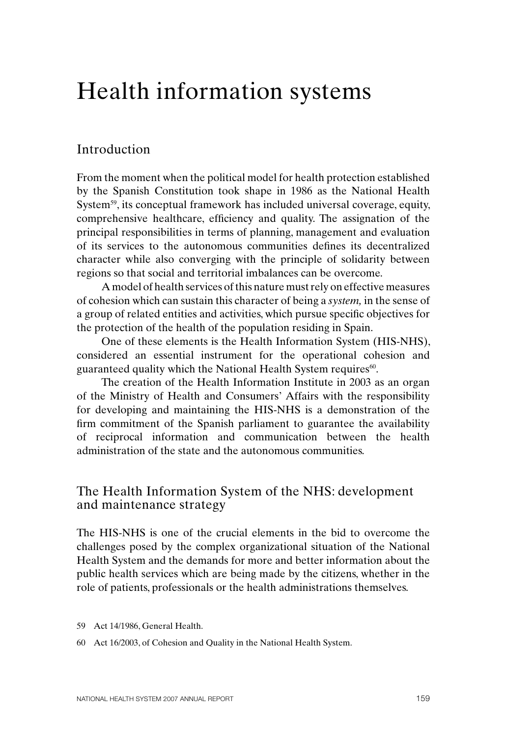# Health information systems

## Introduction

From the moment when the political model for health protection established by the Spanish Constitution took shape in 1986 as the National Health System[59], its conceptual framework has included universal coverage, equity, comprehensive healthcare, efficiency and quality. The assignation of the principal responsibilities in terms of planning, management and evaluation of its services to the autonomous communities defines its decentralized character while also converging with the principle of solidarity between regions so that social and territorial imbalances can be overcome.

A model of health services of this nature must rely on effective measures of cohesion which can sustain this character of being a *system,* in the sense of a group of related entities and activities, which pursue specific objectives for the protection of the health of the population residing in Spain.

One of these elements is the Health Information System (HIS-NHS), considered an essential instrument for the operational cohesion and guaranteed quality which the National Health System requires[60].

The creation of the Health Information Institute in 2003 as an organ of the Ministry of Health and Consumers' Affairs with the responsibility for developing and maintaining the HIS-NHS is a demonstration of the firm commitment of the Spanish parliament to guarantee the availability of reciprocal information and communication between the health administration of the state and the autonomous communities.

## The Health Information System of the NHS: development and maintenance strategy

The HIS-NHS is one of the crucial elements in the bid to overcome the challenges posed by the complex organizational situation of the National Health System and the demands for more and better information about the public health services which are being made by the citizens, whether in the role of patients, professionals or the health administrations themselves.

59 Act 14/1986, General Health.

60 Act 16/2003, of Cohesion and Quality in the National Health System.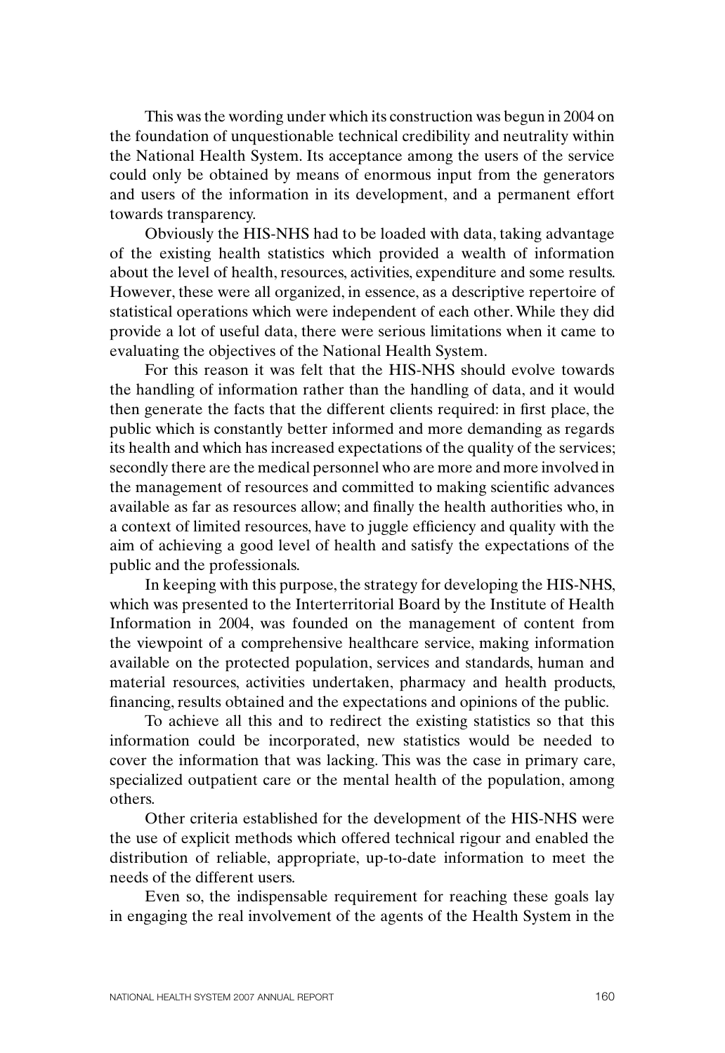This was the wording under which its construction was begun in 2004 on the foundation of unquestionable technical credibility and neutrality within the National Health System. Its acceptance among the users of the service could only be obtained by means of enormous input from the generators and users of the information in its development, and a permanent effort towards transparency.

Obviously the HIS-NHS had to be loaded with data, taking advantage of the existing health statistics which provided a wealth of information about the level of health, resources, activities, expenditure and some results. However, these were all organized, in essence, as a descriptive repertoire of statistical operations which were independent of each other. While they did provide a lot of useful data, there were serious limitations when it came to evaluating the objectives of the National Health System.

For this reason it was felt that the HIS-NHS should evolve towards the handling of information rather than the handling of data, and it would then generate the facts that the different clients required: in first place, the public which is constantly better informed and more demanding as regards its health and which has increased expectations of the quality of the services; secondly there are the medical personnel who are more and more involved in the management of resources and committed to making scientific advances available as far as resources allow; and finally the health authorities who, in a context of limited resources, have to juggle efficiency and quality with the aim of achieving a good level of health and satisfy the expectations of the public and the professionals.

In keeping with this purpose, the strategy for developing the HIS-NHS, which was presented to the Interterritorial Board by the Institute of Health Information in 2004, was founded on the management of content from the viewpoint of a comprehensive healthcare service, making information available on the protected population, services and standards, human and material resources, activities undertaken, pharmacy and health products, financing, results obtained and the expectations and opinions of the public.

To achieve all this and to redirect the existing statistics so that this information could be incorporated, new statistics would be needed to cover the information that was lacking. This was the case in primary care, specialized outpatient care or the mental health of the population, among others.

Other criteria established for the development of the HIS-NHS were the use of explicit methods which offered technical rigour and enabled the distribution of reliable, appropriate, up-to-date information to meet the needs of the different users.

Even so, the indispensable requirement for reaching these goals lay in engaging the real involvement of the agents of the Health System in the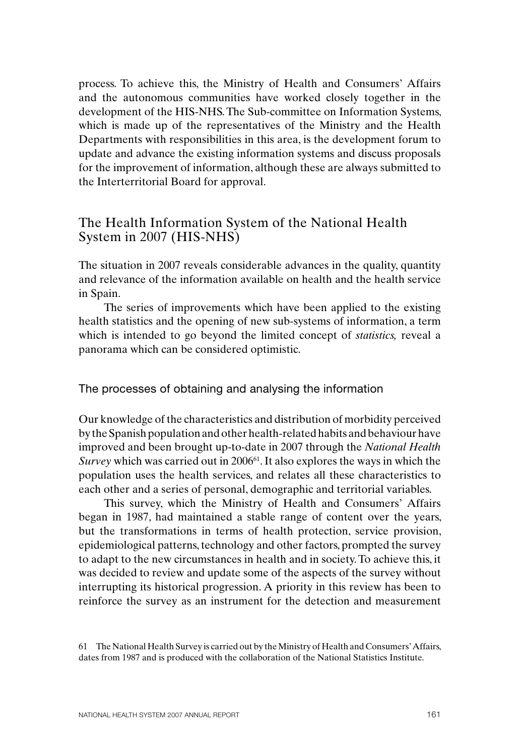process. To achieve this, the Ministry of Health and Consumers' Affairs and the autonomous communities have worked closely together in the development of the HIS-NHS. The Sub-committee on Information Systems, which is made up of the representatives of the Ministry and the Health Departments with responsibilities in this area, is the development forum to update and advance the existing information systems and discuss proposals for the improvement of information, although these are always submitted to the Interterritorial Board for approval.

## The Health Information System of the National Health System in 2007 (HIS-NHS)

The situation in 2007 reveals considerable advances in the quality, quantity and relevance of the information available on health and the health service in Spain.

The series of improvements which have been applied to the existing health statistics and the opening of new sub-systems of information, a term which is intended to go beyond the limited concept of *statistics,* reveal a panorama which can be considered optimistic.

### The processes of obtaining and analysing the information

Our knowledge of the characteristics and distribution of morbidity perceived by the Spanish population and other health-related habits and behaviour have improved and been brought up-to-date in 2007 through the *National Health Survey* which was carried out in 2006[61]. It also explores the ways in which the population uses the health services, and relates all these characteristics to each other and a series of personal, demographic and territorial variables.

This survey, which the Ministry of Health and Consumers' Affairs began in 1987, had maintained a stable range of content over the years, but the transformations in terms of health protection, service provision, epidemiological patterns, technology and other factors, prompted the survey to adapt to the new circumstances in health and in society. To achieve this, it was decided to review and update some of the aspects of the survey without interrupting its historical progression. A priority in this review has been to reinforce the survey as an instrument for the detection and measurement

61 The National Health Survey is carried out by the Ministry of Health and Consumers' Affairs, dates from 1987 and is produced with the collaboration of the National Statistics Institute.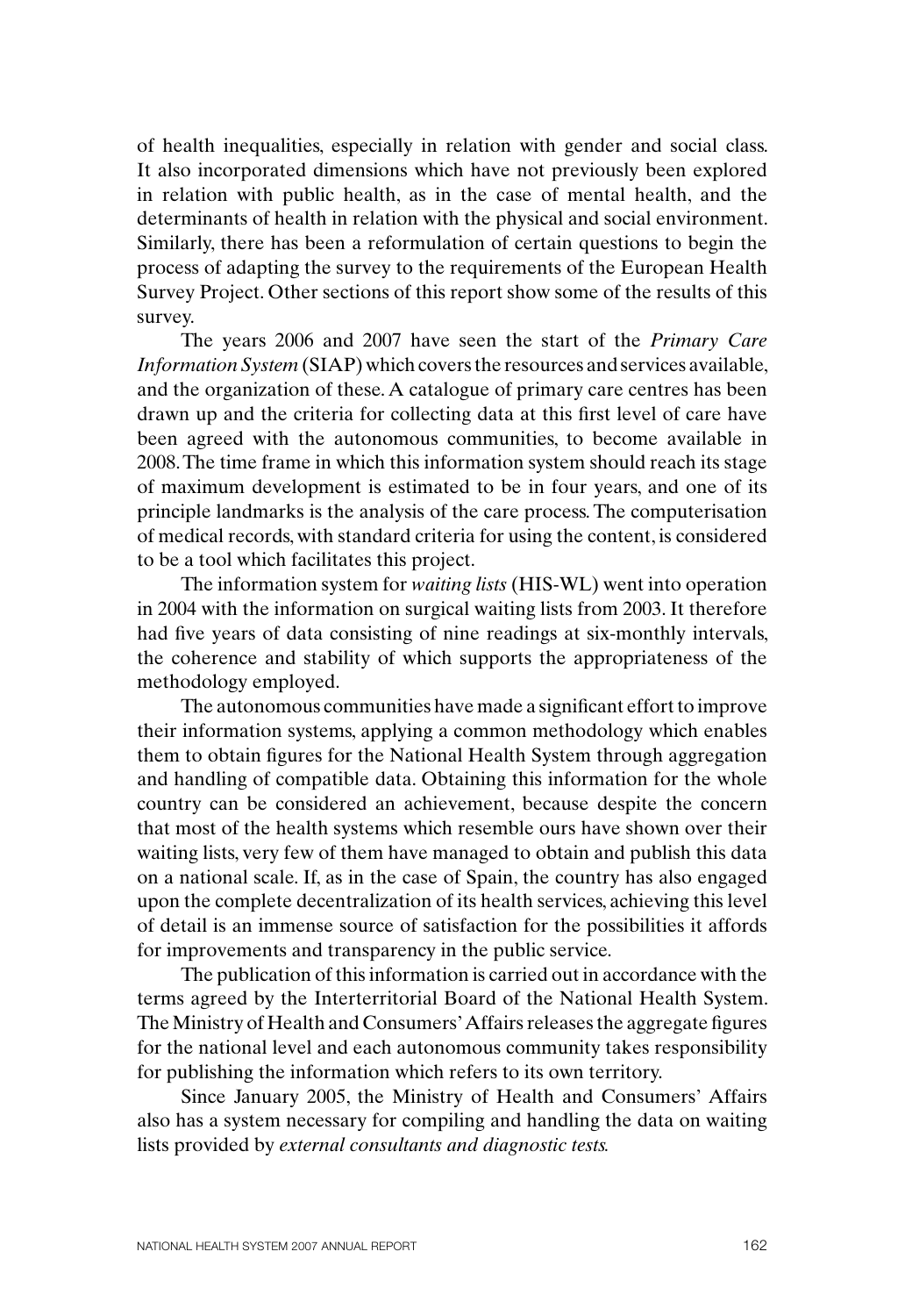of health inequalities, especially in relation with gender and social class. It also incorporated dimensions which have not previously been explored in relation with public health, as in the case of mental health, and the determinants of health in relation with the physical and social environment. Similarly, there has been a reformulation of certain questions to begin the process of adapting the survey to the requirements of the European Health Survey Project. Other sections of this report show some of the results of this survey.

The years 2006 and 2007 have seen the start of the *Primary Care Information System* (SIAP) which covers the resources and services available, and the organization of these. A catalogue of primary care centres has been drawn up and the criteria for collecting data at this first level of care have been agreed with the autonomous communities, to become available in 2008. The time frame in which this information system should reach its stage of maximum development is estimated to be in four years, and one of its principle landmarks is the analysis of the care process. The computerisation of medical records, with standard criteria for using the content, is considered to be a tool which facilitates this project.

The information system for *waiting lists* (HIS-WL) went into operation in 2004 with the information on surgical waiting lists from 2003. It therefore had five years of data consisting of nine readings at six-monthly intervals, the coherence and stability of which supports the appropriateness of the methodology employed.

The autonomous communities have made a significant effort to improve their information systems, applying a common methodology which enables them to obtain figures for the National Health System through aggregation and handling of compatible data. Obtaining this information for the whole country can be considered an achievement, because despite the concern that most of the health systems which resemble ours have shown over their waiting lists, very few of them have managed to obtain and publish this data on a national scale. If, as in the case of Spain, the country has also engaged upon the complete decentralization of its health services, achieving this level of detail is an immense source of satisfaction for the possibilities it affords for improvements and transparency in the public service.

The publication of this information is carried out in accordance with the terms agreed by the Interterritorial Board of the National Health System. The Ministry of Health and Consumers' Affairs releases the aggregate figures for the national level and each autonomous community takes responsibility for publishing the information which refers to its own territory.

Since January 2005, the Ministry of Health and Consumers' Affairs also has a system necessary for compiling and handling the data on waiting lists provided by *external consultants and diagnostic tests.*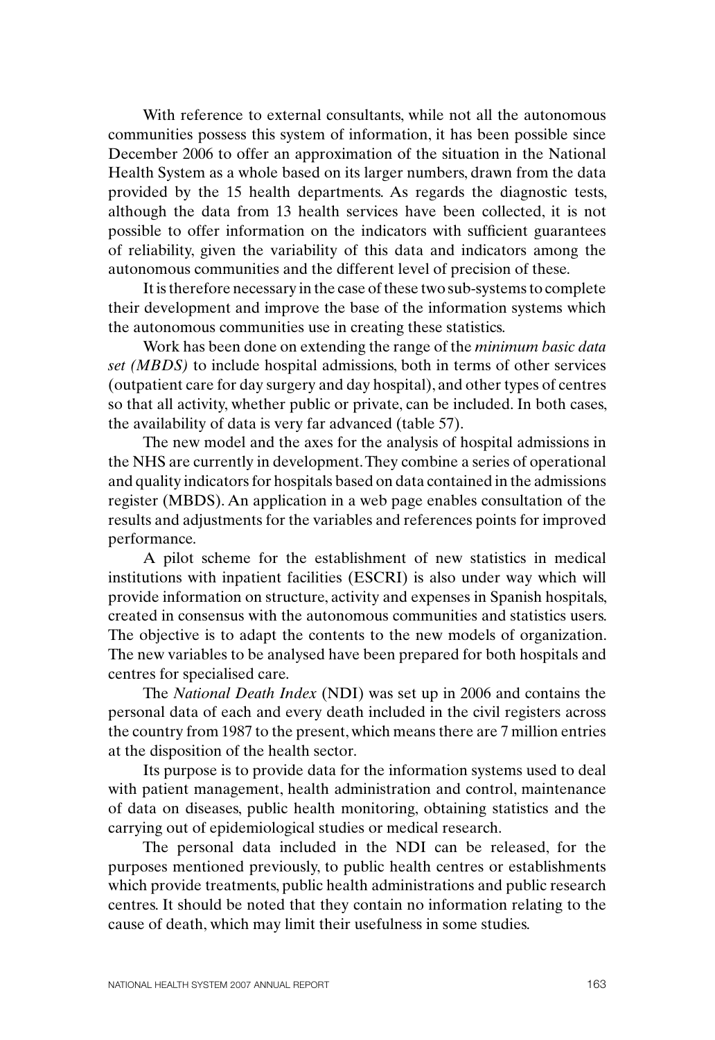With reference to external consultants, while not all the autonomous communities possess this system of information, it has been possible since December 2006 to offer an approximation of the situation in the National Health System as a whole based on its larger numbers, drawn from the data provided by the 15 health departments. As regards the diagnostic tests, although the data from 13 health services have been collected, it is not possible to offer information on the indicators with sufficient guarantees of reliability, given the variability of this data and indicators among the autonomous communities and the different level of precision of these.

It is therefore necessary in the case of these two sub-systems to complete their development and improve the base of the information systems which the autonomous communities use in creating these statistics.

Work has been done on extending the range of the *minimum basic data set (MBDS)* to include hospital admissions, both in terms of other services (outpatient care for day surgery and day hospital), and other types of centres so that all activity, whether public or private, can be included. In both cases, the availability of data is very far advanced (table 57).

The new model and the axes for the analysis of hospital admissions in the NHS are currently in development. They combine a series of operational and quality indicators for hospitals based on data contained in the admissions register (MBDS). An application in a web page enables consultation of the results and adjustments for the variables and references points for improved performance.

A pilot scheme for the establishment of new statistics in medical institutions with inpatient facilities (ESCRI) is also under way which will provide information on structure, activity and expenses in Spanish hospitals, created in consensus with the autonomous communities and statistics users. The objective is to adapt the contents to the new models of organization. The new variables to be analysed have been prepared for both hospitals and centres for specialised care.

The *National Death Index* (NDI) was set up in 2006 and contains the personal data of each and every death included in the civil registers across the country from 1987 to the present, which means there are 7 million entries at the disposition of the health sector.

Its purpose is to provide data for the information systems used to deal with patient management, health administration and control, maintenance of data on diseases, public health monitoring, obtaining statistics and the carrying out of epidemiological studies or medical research.

The personal data included in the NDI can be released, for the purposes mentioned previously, to public health centres or establishments which provide treatments, public health administrations and public research centres. It should be noted that they contain no information relating to the cause of death, which may limit their usefulness in some studies.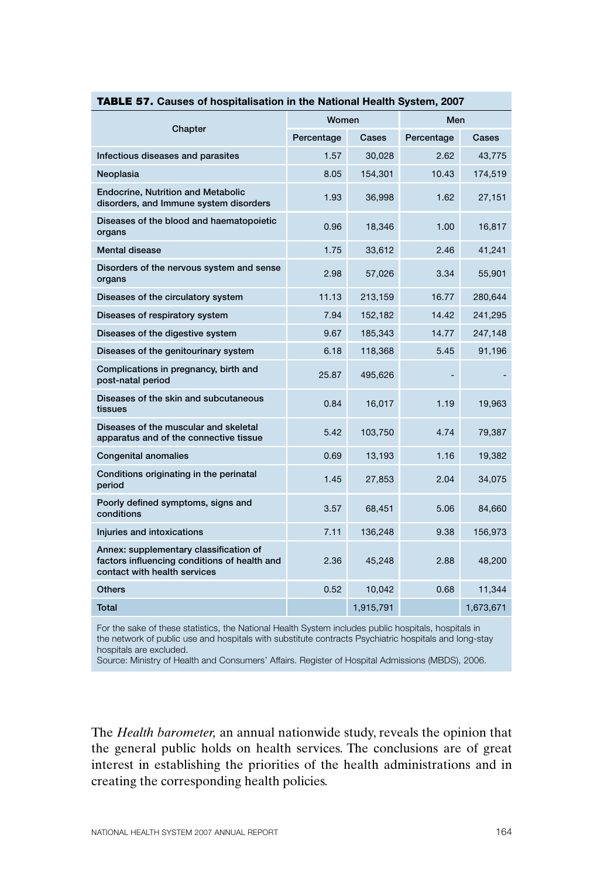**TABLE 57. Causes of hospitalisation in the National Health System, 2007**

| Chapter | Women | | Men | |
|---|---|---|---|---|
| | Percentage | Cases | Percentage | Cases |
| Infectious diseases and parasites | 1.57 | 30,028 | 2.62 | 43,775 |
| Neoplasia | 8.05 | 154,301 | 10.43 | 174,519 |
| Endocrine, Nutrition and Metabolic disorders, and Immune system disorders | 1.93 | 36,998 | 1.62 | 27,151 |
| Diseases of the blood and haematopoietic organs | 0.96 | 18,346 | 1.00 | 16,817 |
| Mental disease | 1.75 | 33,612 | 2.46 | 41,241 |
| Disorders of the nervous system and sense organs | 2.98 | 57,026 | 3.34 | 55,901 |
| Diseases of the circulatory system | 11.13 | 213,159 | 16.77 | 280,644 |
| Diseases of respiratory system | 7.94 | 152,182 | 14.42 | 241,295 |
| Diseases of the digestive system | 9.67 | 185,343 | 14.77 | 247,148 |
| Diseases of the genitourinary system | 6.18 | 118,368 | 5.45 | 91,196 |
| Complications in pregnancy, birth and post-natal period | 25.87 | 495,626 | - | - |
| Diseases of the skin and subcutaneous tissues | 0.84 | 16,017 | 1.19 | 19,963 |
| Diseases of the muscular and skeletal apparatus and of the connective tissue | 5.42 | 103,750 | 4.74 | 79,387 |
| Congenital anomalies | 0.69 | 13,193 | 1.16 | 19,382 |
| Conditions originating in the perinatal period | 1.45 | 27,853 | 2.04 | 34,075 |
| Poorly defined symptoms, signs and conditions | 3.57 | 68,451 | 5.06 | 84,660 |
| Injuries and intoxications | 7.11 | 136,248 | 9.38 | 156,973 |
| Annex: supplementary classification of factors influencing conditions of health and contact with health services | 2.36 | 45,248 | 2.88 | 48,200 |
| Others | 0.52 | 10,042 | 0.68 | 11,344 |
| Total | | 1,915,791 | | 1,673,671 |

For the sake of these statistics, the National Health System includes public hospitals, hospitals in the network of public use and hospitals with substitute contracts Psychiatric hospitals and long-stay hospitals are excluded.
Source: Ministry of Health and Consumers' Affairs. Register of Hospital Admissions (MBDS), 2006.

The *Health barometer,* an annual nationwide study, reveals the opinion that the general public holds on health services. The conclusions are of great interest in establishing the priorities of the health administrations and in creating the corresponding health policies.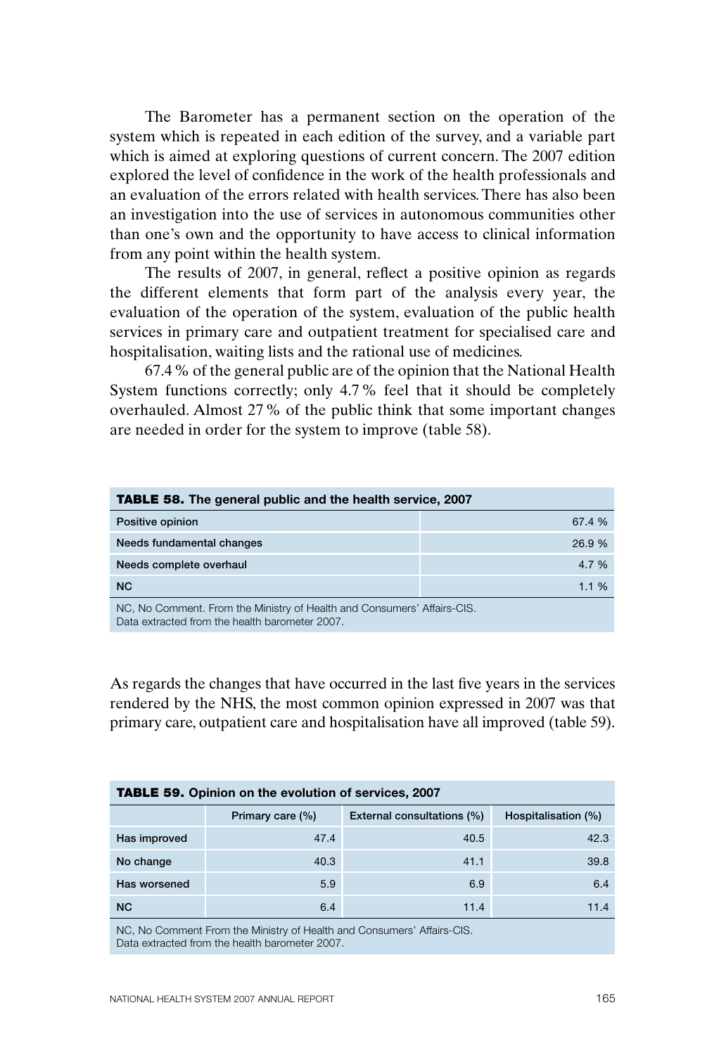The Barometer has a permanent section on the operation of the system which is repeated in each edition of the survey, and a variable part which is aimed at exploring questions of current concern. The 2007 edition explored the level of confidence in the work of the health professionals and an evaluation of the errors related with health services. There has also been an investigation into the use of services in autonomous communities other than one's own and the opportunity to have access to clinical information from any point within the health system.

The results of 2007, in general, reflect a positive opinion as regards the different elements that form part of the analysis every year, the evaluation of the operation of the system, evaluation of the public health services in primary care and outpatient treatment for specialised care and hospitalisation, waiting lists and the rational use of medicines.

67.4 % of the general public are of the opinion that the National Health System functions correctly; only 4.7 % feel that it should be completely overhauled. Almost 27 % of the public think that some important changes are needed in order for the system to improve (table 58).

**TABLE 58.** The general public and the health service, 2007

| | |
|---|---|
| Positive opinion | 67.4 % |
| Needs fundamental changes | 26.9 % |
| Needs complete overhaul | 4.7 % |
| NC | 1.1 % |

NC, No Comment. From the Ministry of Health and Consumers' Affairs-CIS.
Data extracted from the health barometer 2007.

As regards the changes that have occurred in the last five years in the services rendered by the NHS, the most common opinion expressed in 2007 was that primary care, outpatient care and hospitalisation have all improved (table 59).

**TABLE 59.** Opinion on the evolution of services, 2007

| | Primary care (%) | External consultations (%) | Hospitalisation (%) |
|---|---|---|---|
| Has improved | 47.4 | 40.5 | 42.3 |
| No change | 40.3 | 41.1 | 39.8 |
| Has worsened | 5.9 | 6.9 | 6.4 |
| NC | 6.4 | 11.4 | 11.4 |

NC, No Comment From the Ministry of Health and Consumers' Affairs-CIS.
Data extracted from the health barometer 2007.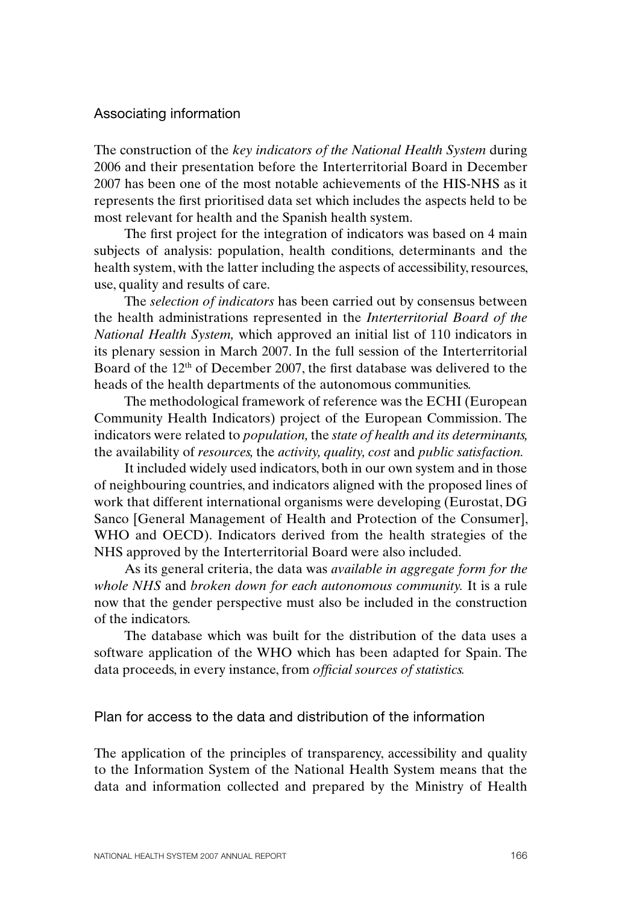## Associating information

The construction of the *key indicators of the National Health System* during 2006 and their presentation before the Interterritorial Board in December 2007 has been one of the most notable achievements of the HIS-NHS as it represents the first prioritised data set which includes the aspects held to be most relevant for health and the Spanish health system.

The first project for the integration of indicators was based on 4 main subjects of analysis: population, health conditions, determinants and the health system, with the latter including the aspects of accessibility, resources, use, quality and results of care.

The *selection of indicators* has been carried out by consensus between the health administrations represented in the *Interterritorial Board of the National Health System,* which approved an initial list of 110 indicators in its plenary session in March 2007. In the full session of the Interterritorial Board of the 12th of December 2007, the first database was delivered to the heads of the health departments of the autonomous communities.

The methodological framework of reference was the ECHI (European Community Health Indicators) project of the European Commission. The indicators were related to *population,* the *state of health and its determinants,* the availability of *resources,* the *activity, quality, cost* and *public satisfaction.*

It included widely used indicators, both in our own system and in those of neighbouring countries, and indicators aligned with the proposed lines of work that different international organisms were developing (Eurostat, DG Sanco [General Management of Health and Protection of the Consumer], WHO and OECD). Indicators derived from the health strategies of the NHS approved by the Interterritorial Board were also included.

As its general criteria, the data was *available in aggregate form for the whole NHS* and *broken down for each autonomous community.* It is a rule now that the gender perspective must also be included in the construction of the indicators.

The database which was built for the distribution of the data uses a software application of the WHO which has been adapted for Spain. The data proceeds, in every instance, from *official sources of statistics.*

## Plan for access to the data and distribution of the information

The application of the principles of transparency, accessibility and quality to the Information System of the National Health System means that the data and information collected and prepared by the Ministry of Health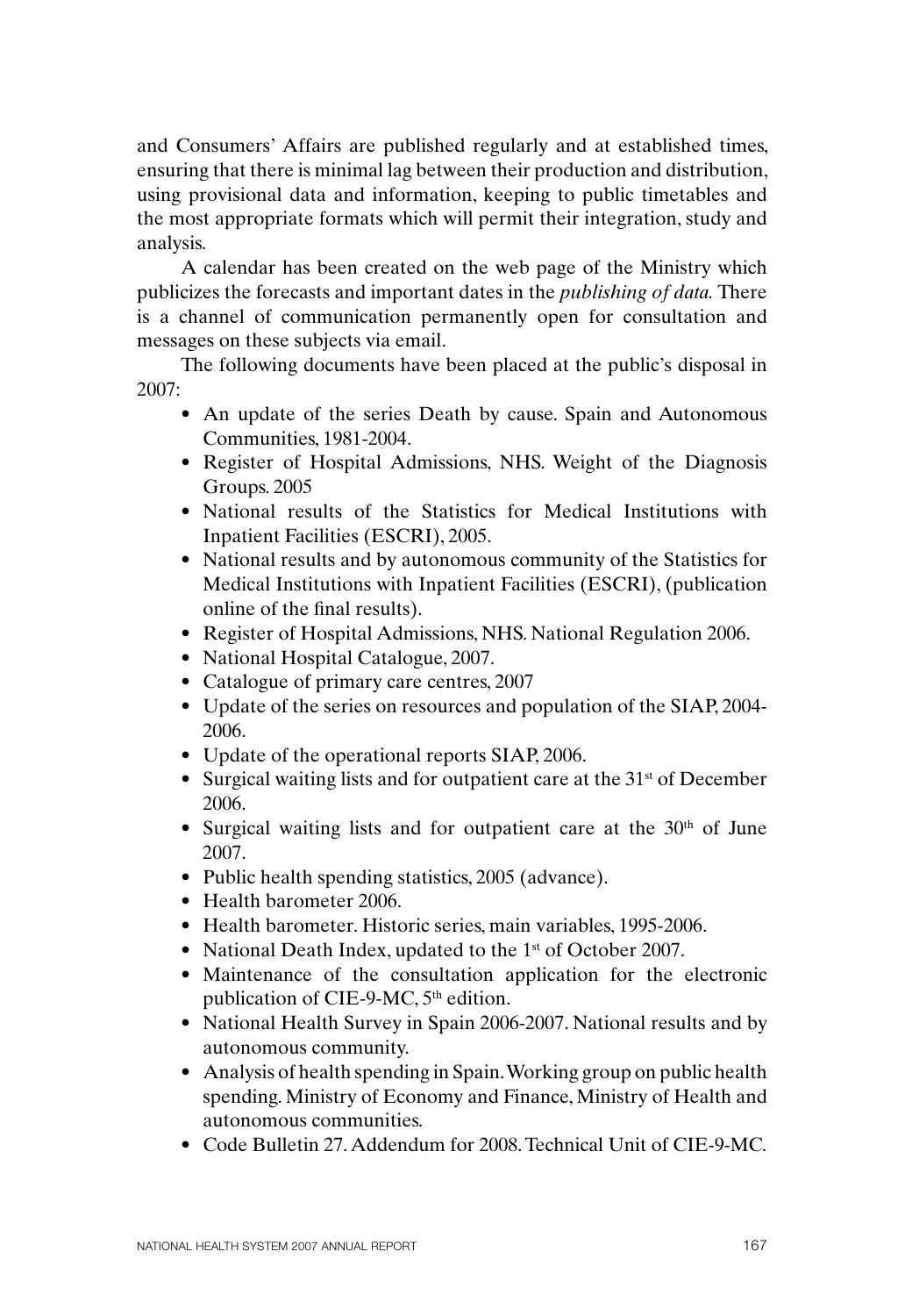and Consumers' Affairs are published regularly and at established times, ensuring that there is minimal lag between their production and distribution, using provisional data and information, keeping to public timetables and the most appropriate formats which will permit their integration, study and analysis.

A calendar has been created on the web page of the Ministry which publicizes the forecasts and important dates in the *publishing of data.* There is a channel of communication permanently open for consultation and messages on these subjects via email.

The following documents have been placed at the public's disposal in 2007:

- An update of the series Death by cause. Spain and Autonomous Communities, 1981-2004.
- Register of Hospital Admissions, NHS. Weight of the Diagnosis Groups. 2005
- National results of the Statistics for Medical Institutions with Inpatient Facilities (ESCRI), 2005.
- National results and by autonomous community of the Statistics for Medical Institutions with Inpatient Facilities (ESCRI), (publication online of the final results).
- Register of Hospital Admissions, NHS. National Regulation 2006.
- National Hospital Catalogue, 2007.
- Catalogue of primary care centres, 2007
- Update of the series on resources and population of the SIAP, 2004-2006.
- Update of the operational reports SIAP, 2006.
- Surgical waiting lists and for outpatient care at the 31st of December 2006.
- Surgical waiting lists and for outpatient care at the 30th of June 2007.
- Public health spending statistics, 2005 (advance).
- Health barometer 2006.
- Health barometer. Historic series, main variables, 1995-2006.
- National Death Index, updated to the 1st of October 2007.
- Maintenance of the consultation application for the electronic publication of CIE-9-MC, 5th edition.
- National Health Survey in Spain 2006-2007. National results and by autonomous community.
- Analysis of health spending in Spain. Working group on public health spending. Ministry of Economy and Finance, Ministry of Health and autonomous communities.
- Code Bulletin 27. Addendum for 2008. Technical Unit of CIE-9-MC.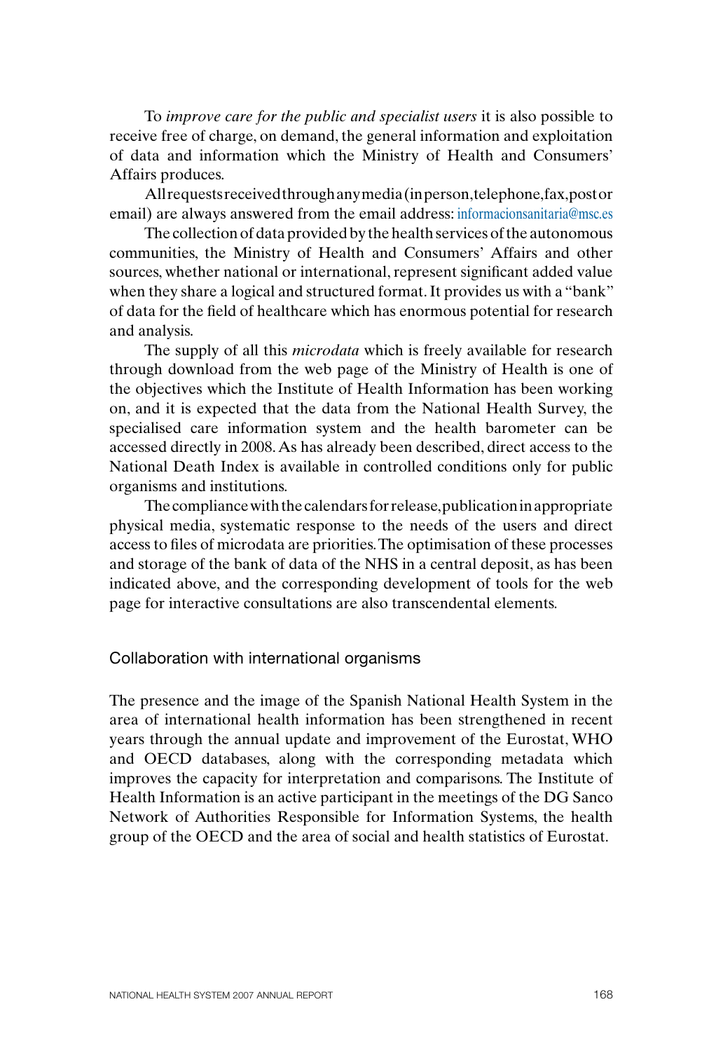To *improve care for the public and specialist users* it is also possible to receive free of charge, on demand, the general information and exploitation of data and information which the Ministry of Health and Consumers' Affairs produces.

All requests received through any media (in person, telephone, fax, post or email) are always answered from the email address: informacionsanitaria@msc.es

The collection of data provided by the health services of the autonomous communities, the Ministry of Health and Consumers' Affairs and other sources, whether national or international, represent significant added value when they share a logical and structured format. It provides us with a "bank" of data for the field of healthcare which has enormous potential for research and analysis.

The supply of all this *microdata* which is freely available for research through download from the web page of the Ministry of Health is one of the objectives which the Institute of Health Information has been working on, and it is expected that the data from the National Health Survey, the specialised care information system and the health barometer can be accessed directly in 2008. As has already been described, direct access to the National Death Index is available in controlled conditions only for public organisms and institutions.

The compliance with the calendars for release, publication in appropriate physical media, systematic response to the needs of the users and direct access to files of microdata are priorities. The optimisation of these processes and storage of the bank of data of the NHS in a central deposit, as has been indicated above, and the corresponding development of tools for the web page for interactive consultations are also transcendental elements.

## Collaboration with international organisms

The presence and the image of the Spanish National Health System in the area of international health information has been strengthened in recent years through the annual update and improvement of the Eurostat, WHO and OECD databases, along with the corresponding metadata which improves the capacity for interpretation and comparisons. The Institute of Health Information is an active participant in the meetings of the DG Sanco Network of Authorities Responsible for Information Systems, the health group of the OECD and the area of social and health statistics of Eurostat.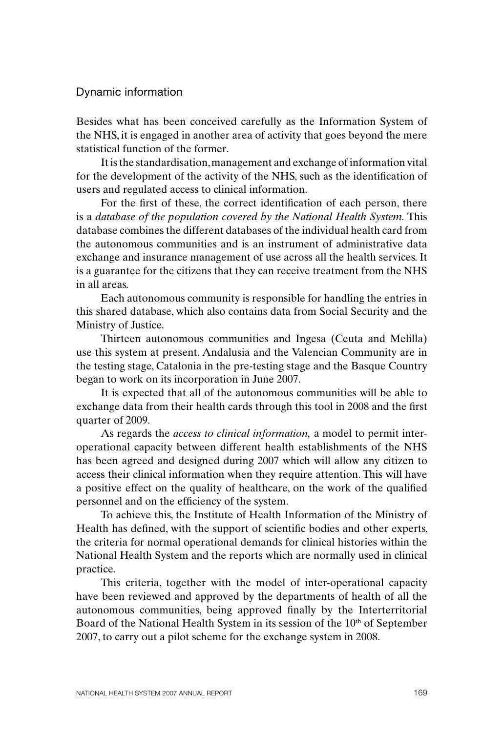## Dynamic information

Besides what has been conceived carefully as the Information System of the NHS, it is engaged in another area of activity that goes beyond the mere statistical function of the former.

It is the standardisation, management and exchange of information vital for the development of the activity of the NHS, such as the identification of users and regulated access to clinical information.

For the first of these, the correct identification of each person, there is a *database of the population covered by the National Health System*. This database combines the different databases of the individual health card from the autonomous communities and is an instrument of administrative data exchange and insurance management of use across all the health services. It is a guarantee for the citizens that they can receive treatment from the NHS in all areas.

Each autonomous community is responsible for handling the entries in this shared database, which also contains data from Social Security and the Ministry of Justice.

Thirteen autonomous communities and Ingesa (Ceuta and Melilla) use this system at present. Andalusia and the Valencian Community are in the testing stage, Catalonia in the pre-testing stage and the Basque Country began to work on its incorporation in June 2007.

It is expected that all of the autonomous communities will be able to exchange data from their health cards through this tool in 2008 and the first quarter of 2009.

As regards the *access to clinical information,* a model to permit inter-operational capacity between different health establishments of the NHS has been agreed and designed during 2007 which will allow any citizen to access their clinical information when they require attention. This will have a positive effect on the quality of healthcare, on the work of the qualified personnel and on the efficiency of the system.

To achieve this, the Institute of Health Information of the Ministry of Health has defined, with the support of scientific bodies and other experts, the criteria for normal operational demands for clinical histories within the National Health System and the reports which are normally used in clinical practice.

This criteria, together with the model of inter-operational capacity have been reviewed and approved by the departments of health of all the autonomous communities, being approved finally by the Interterritorial Board of the National Health System in its session of the 10th of September 2007, to carry out a pilot scheme for the exchange system in 2008.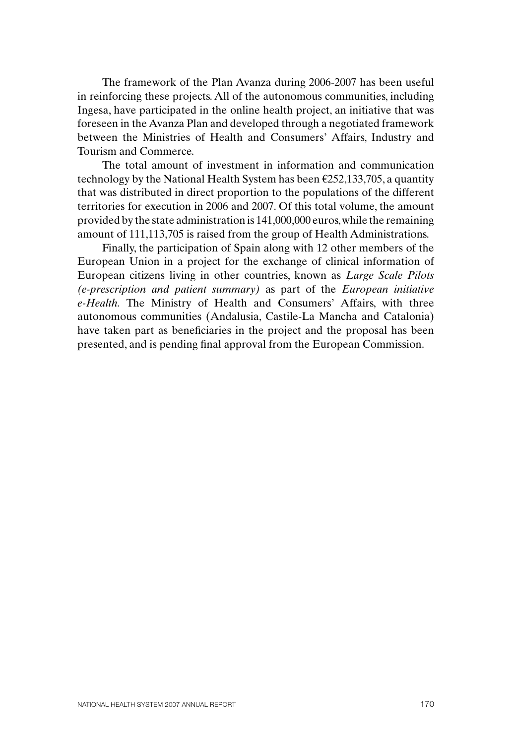The framework of the Plan Avanza during 2006-2007 has been useful in reinforcing these projects. All of the autonomous communities, including Ingesa, have participated in the online health project, an initiative that was foreseen in the Avanza Plan and developed through a negotiated framework between the Ministries of Health and Consumers' Affairs, Industry and Tourism and Commerce.

The total amount of investment in information and communication technology by the National Health System has been €252,133,705, a quantity that was distributed in direct proportion to the populations of the different territories for execution in 2006 and 2007. Of this total volume, the amount provided by the state administration is 141,000,000 euros, while the remaining amount of 111,113,705 is raised from the group of Health Administrations.

Finally, the participation of Spain along with 12 other members of the European Union in a project for the exchange of clinical information of European citizens living in other countries, known as *Large Scale Pilots (e-prescription and patient summary)* as part of the *European initiative e-Health*. The Ministry of Health and Consumers' Affairs, with three autonomous communities (Andalusia, Castile-La Mancha and Catalonia) have taken part as beneficiaries in the project and the proposal has been presented, and is pending final approval from the European Commission.